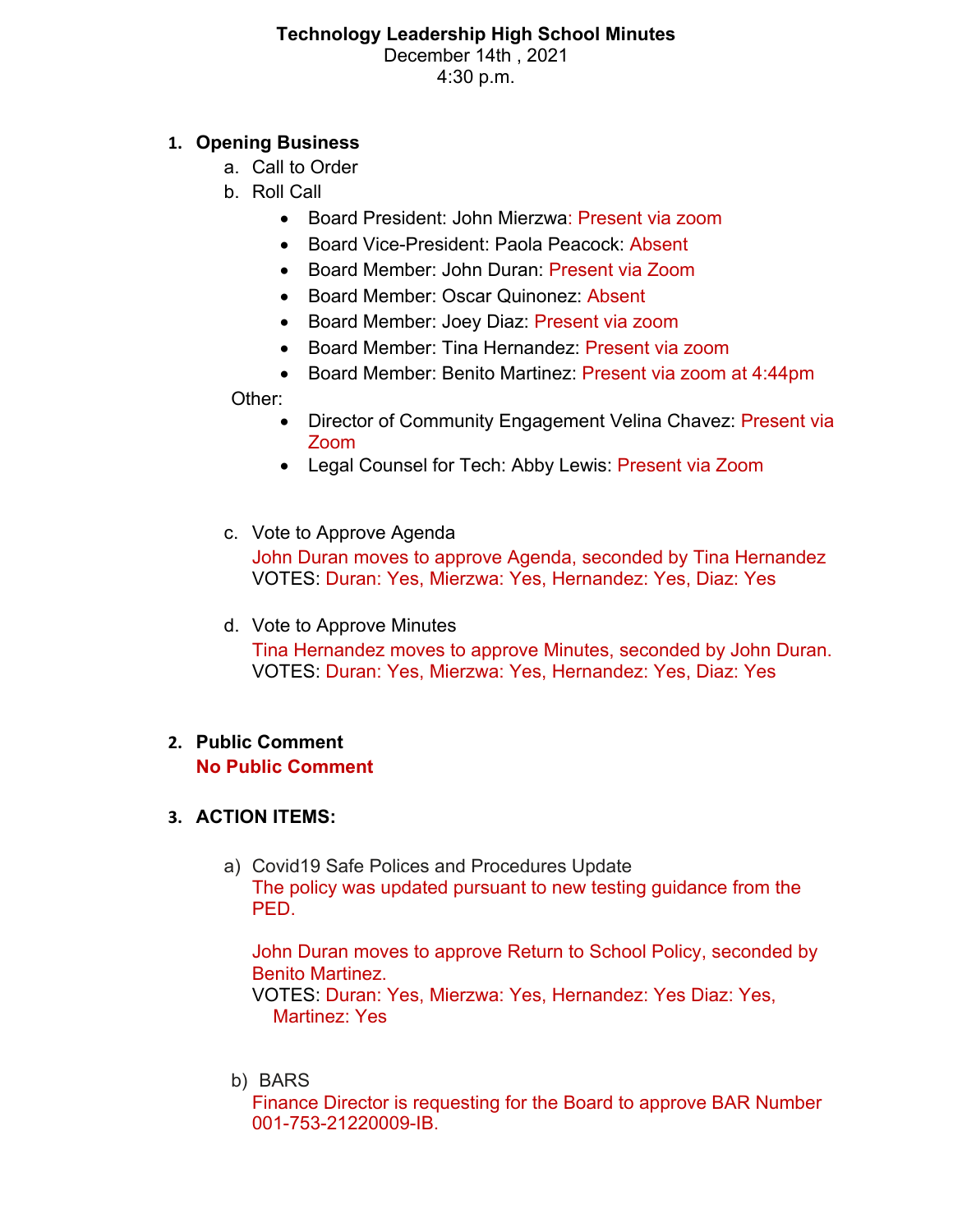**Technology Leadership High School Minutes**
December 14th , 2021
4:30 p.m.

1. **Opening Business**
   a. Call to Order
   b. Roll Call
      - Board President: John Mierzwa: Present via zoom
      - Board Vice-President: Paola Peacock: Absent
      - Board Member: John Duran: Present via Zoom
      - Board Member: Oscar Quinonez: Absent
      - Board Member: Joey Diaz: Present via zoom
      - Board Member: Tina Hernandez: Present via zoom
      - Board Member: Benito Martinez: Present via zoom at 4:44pm

   Other:
      - Director of Community Engagement Velina Chavez: Present via Zoom
      - Legal Counsel for Tech: Abby Lewis: Present via Zoom

   c. Vote to Approve Agenda
      John Duran moves to approve Agenda, seconded by Tina Hernandez
      VOTES: Duran: Yes, Mierzwa: Yes, Hernandez: Yes, Diaz: Yes

   d. Vote to Approve Minutes
      Tina Hernandez moves to approve Minutes, seconded by John Duran.
      VOTES: Duran: Yes, Mierzwa: Yes, Hernandez: Yes, Diaz: Yes

2. **Public Comment**
   **No Public Comment**

3. **ACTION ITEMS:**

   a) Covid19 Safe Polices and Procedures Update
      The policy was updated pursuant to new testing guidance from the PED.

      John Duran moves to approve Return to School Policy, seconded by Benito Martinez.
      VOTES: Duran: Yes, Mierzwa: Yes, Hernandez: Yes Diaz: Yes, Martinez: Yes

   b) BARS
      Finance Director is requesting for the Board to approve BAR Number 001-753-21220009-IB.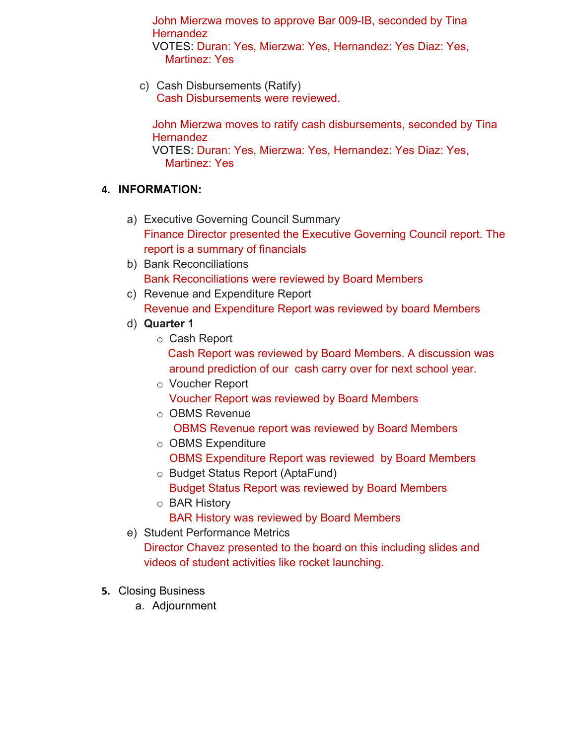John Mierzwa moves to approve Bar 009-IB, seconded by Tina Hernandez
VOTES: Duran: Yes, Mierzwa: Yes, Hernandez: Yes Diaz: Yes, Martinez: Yes

c) Cash Disbursements (Ratify)
Cash Disbursements were reviewed.

John Mierzwa moves to ratify cash disbursements, seconded by Tina Hernandez
VOTES: Duran: Yes, Mierzwa: Yes, Hernandez: Yes Diaz: Yes, Martinez: Yes

4. **INFORMATION:**

a) Executive Governing Council Summary
Finance Director presented the Executive Governing Council report. The report is a summary of financials
b) Bank Reconciliations
Bank Reconciliations were reviewed by Board Members
c) Revenue and Expenditure Report
Revenue and Expenditure Report was reviewed by board Members
d) **Quarter 1**
   - Cash Report
     Cash Report was reviewed by Board Members. A discussion was around prediction of our cash carry over for next school year.
   - Voucher Report
     Voucher Report was reviewed by Board Members
   - OBMS Revenue
     OBMS Revenue report was reviewed by Board Members
   - OBMS Expenditure
     OBMS Expenditure Report was reviewed by Board Members
   - Budget Status Report (AptaFund)
     Budget Status Report was reviewed by Board Members
   - BAR History
     BAR History was reviewed by Board Members
e) Student Performance Metrics
Director Chavez presented to the board on this including slides and videos of student activities like rocket launching.

5. Closing Business
   a. Adjournment